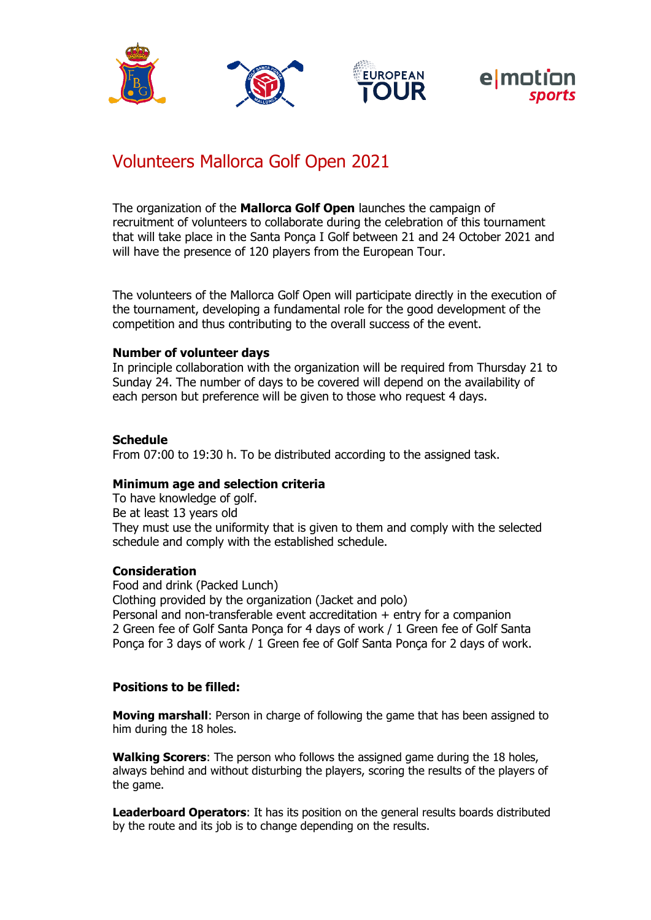# Volunteers Mallorca Golf Open 2021

The organization of the **Mallorca Golf Open** launches the campaign of recruitment of volunteers to collaborate during the celebration of this tournament that will take place in the Santa Ponça I Golf between 21 and 24 October 2021 and will have the presence of 120 players from the European Tour.

The volunteers of the Mallorca Golf Open will participate directly in the execution of the tournament, developing a fundamental role for the good development of the competition and thus contributing to the overall success of the event.

**Number of volunteer days**
In principle collaboration with the organization will be required from Thursday 21 to Sunday 24. The number of days to be covered will depend on the availability of each person but preference will be given to those who request 4 days.

**Schedule**
From 07:00 to 19:30 h. To be distributed according to the assigned task.

**Minimum age and selection criteria**
To have knowledge of golf.
Be at least 13 years old
They must use the uniformity that is given to them and comply with the selected schedule and comply with the established schedule.

**Consideration**
Food and drink (Packed Lunch)
Clothing provided by the organization (Jacket and polo)
Personal and non-transferable event accreditation + entry for a companion
2 Green fee of Golf Santa Ponça for 4 days of work / 1 Green fee of Golf Santa Ponça for 3 days of work / 1 Green fee of Golf Santa Ponça for 2 days of work.

**Positions to be filled:**

**Moving marshall**: Person in charge of following the game that has been assigned to him during the 18 holes.

**Walking Scorers**: The person who follows the assigned game during the 18 holes, always behind and without disturbing the players, scoring the results of the players of the game.

**Leaderboard Operators**: It has its position on the general results boards distributed by the route and its job is to change depending on the results.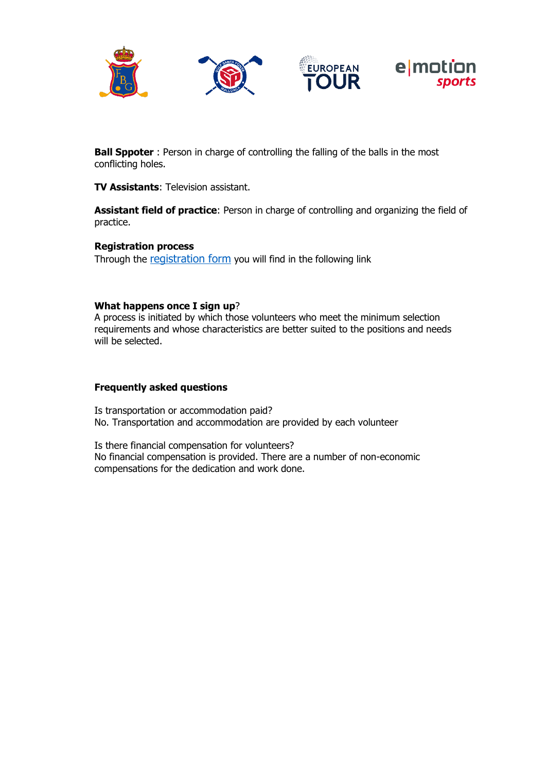**Ball Sppoter** : Person in charge of controlling the falling of the balls in the most conflicting holes.

**TV Assistants**: Television assistant.

**Assistant field of practice**: Person in charge of controlling and organizing the field of practice.

**Registration process**

Through the registration form you will find in the following link

**What happens once I sign up**?

A process is initiated by which those volunteers who meet the minimum selection requirements and whose characteristics are better suited to the positions and needs will be selected.

**Frequently asked questions**

Is transportation or accommodation paid?
No. Transportation and accommodation are provided by each volunteer

Is there financial compensation for volunteers?
No financial compensation is provided. There are a number of non-economic compensations for the dedication and work done.